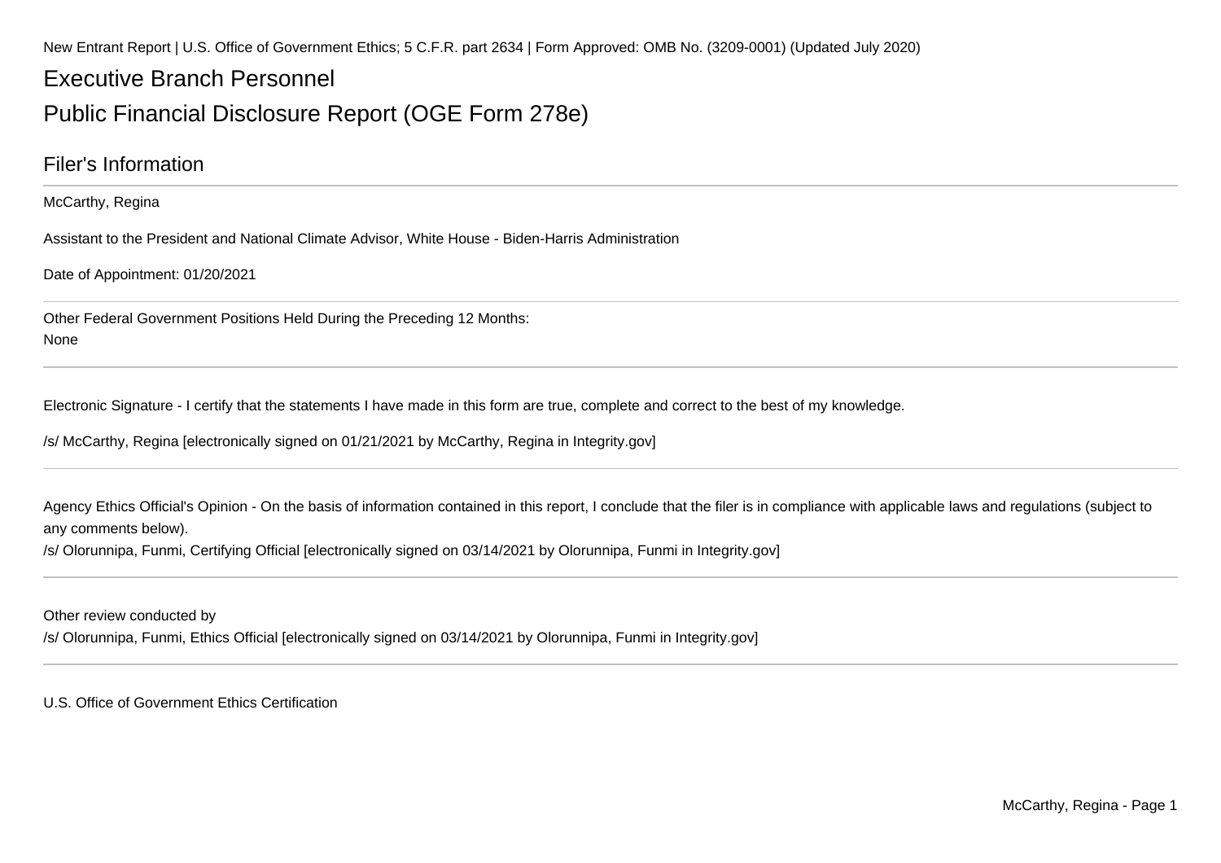New Entrant Report | U.S. Office of Government Ethics; 5 C.F.R. part 2634 | Form Approved: OMB No. (3209-0001) (Updated July 2020)

# Executive Branch Personnel

# Public Financial Disclosure Report (OGE Form 278e)

## Filer's Information

McCarthy, Regina

Assistant to the President and National Climate Advisor, White House - Biden-Harris Administration

Date of Appointment: 01/20/2021

Other Federal Government Positions Held During the Preceding 12 Months:
None

Electronic Signature - I certify that the statements I have made in this form are true, complete and correct to the best of my knowledge.

/s/ McCarthy, Regina [electronically signed on 01/21/2021 by McCarthy, Regina in Integrity.gov]

Agency Ethics Official's Opinion - On the basis of information contained in this report, I conclude that the filer is in compliance with applicable laws and regulations (subject to any comments below).
/s/ Olorunnipa, Funmi, Certifying Official [electronically signed on 03/14/2021 by Olorunnipa, Funmi in Integrity.gov]

Other review conducted by
/s/ Olorunnipa, Funmi, Ethics Official [electronically signed on 03/14/2021 by Olorunnipa, Funmi in Integrity.gov]

U.S. Office of Government Ethics Certification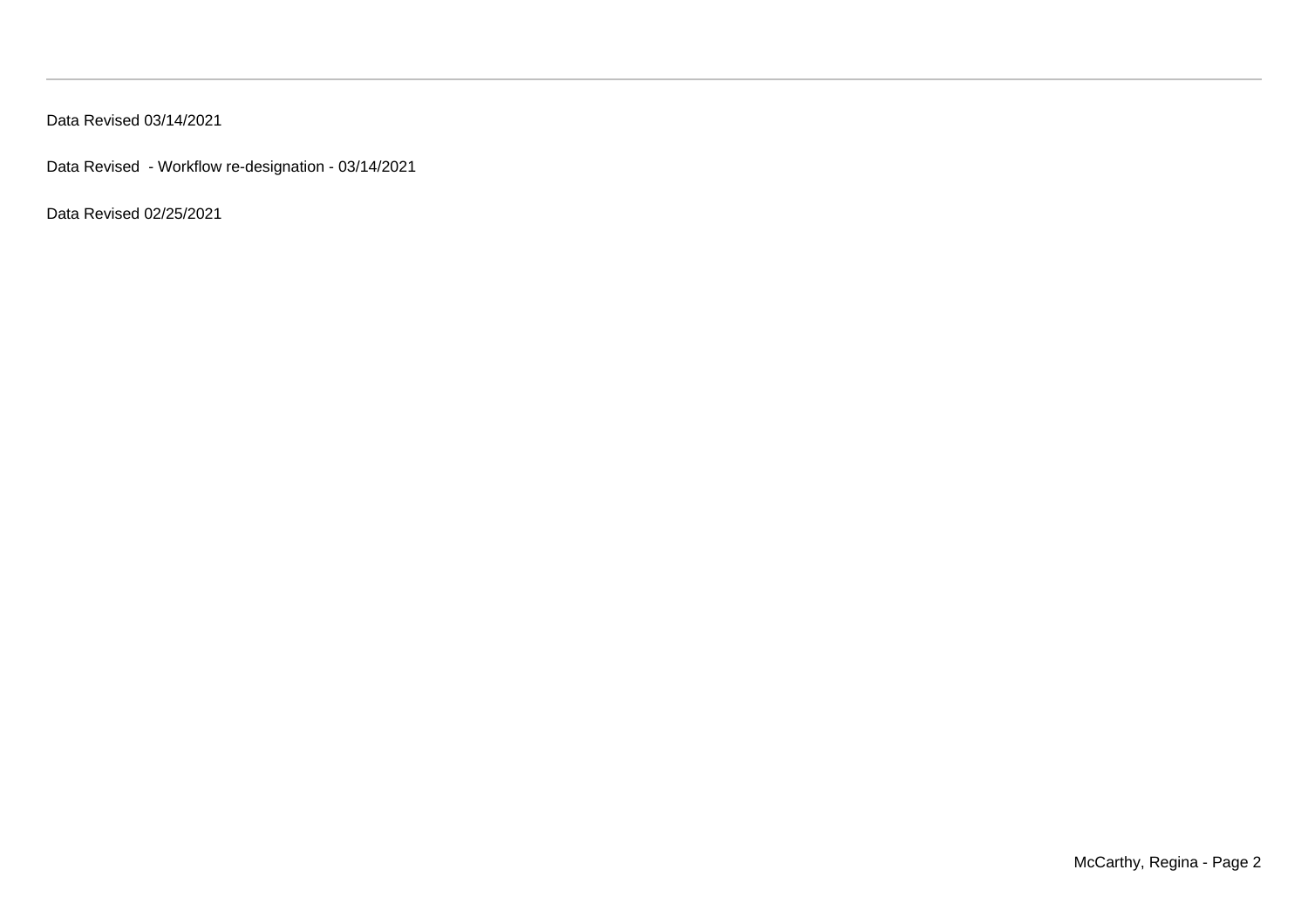Data Revised 03/14/2021

Data Revised  - Workflow re-designation - 03/14/2021

Data Revised 02/25/2021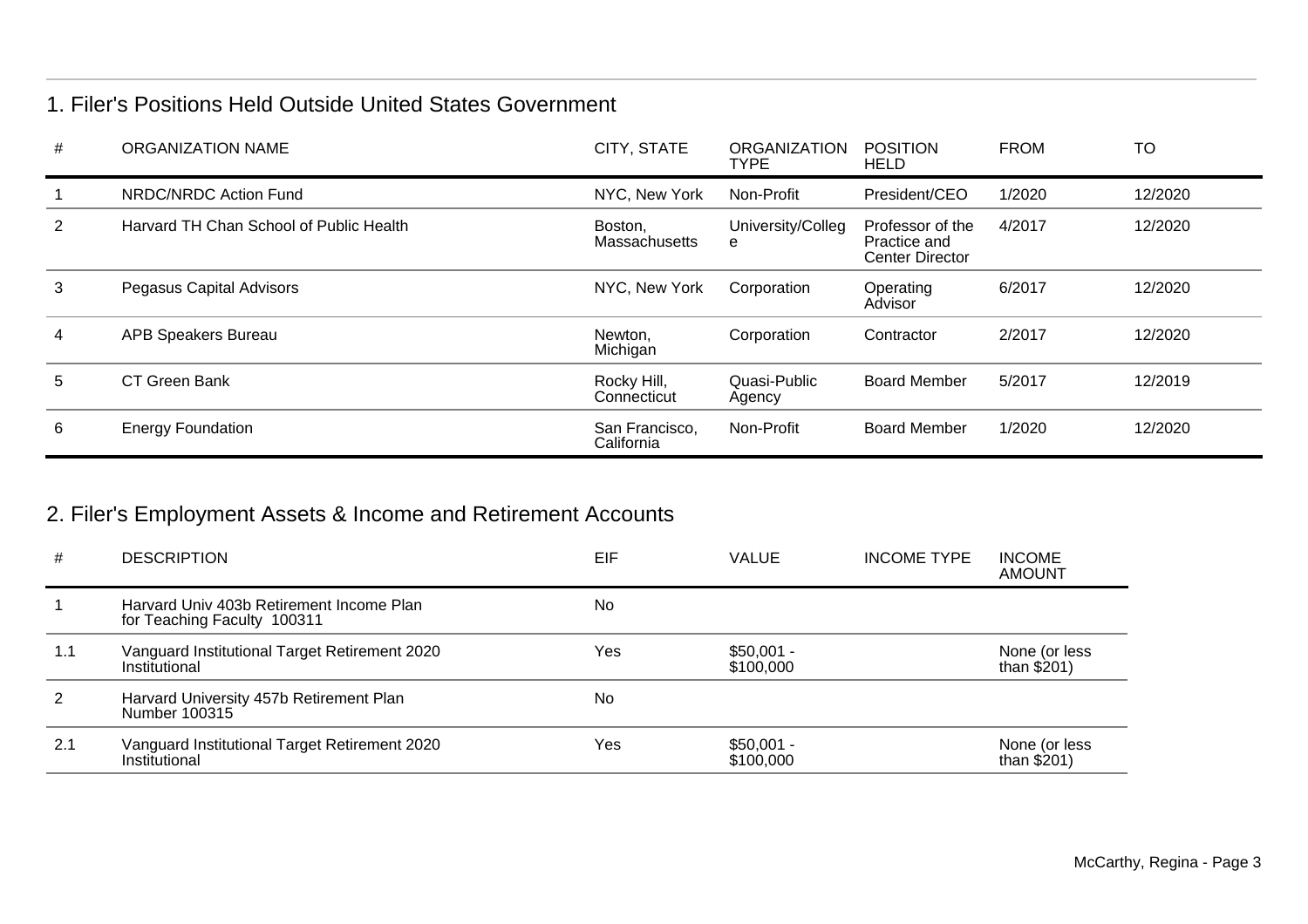## 1. Filer's Positions Held Outside United States Government

| # | ORGANIZATION NAME | CITY, STATE | ORGANIZATION TYPE | POSITION HELD | FROM | TO |
|---|---|---|---|---|---|---|
| 1 | NRDC/NRDC Action Fund | NYC, New York | Non-Profit | President/CEO | 1/2020 | 12/2020 |
| 2 | Harvard TH Chan School of Public Health | Boston, Massachusetts | University/College | Professor of the Practice and Center Director | 4/2017 | 12/2020 |
| 3 | Pegasus Capital Advisors | NYC, New York | Corporation | Operating Advisor | 6/2017 | 12/2020 |
| 4 | APB Speakers Bureau | Newton, Michigan | Corporation | Contractor | 2/2017 | 12/2020 |
| 5 | CT Green Bank | Rocky Hill, Connecticut | Quasi-Public Agency | Board Member | 5/2017 | 12/2019 |
| 6 | Energy Foundation | San Francisco, California | Non-Profit | Board Member | 1/2020 | 12/2020 |

## 2. Filer's Employment Assets & Income and Retirement Accounts

| # | DESCRIPTION | EIF | VALUE | INCOME TYPE | INCOME AMOUNT |
|---|---|---|---|---|---|
| 1 | Harvard Univ 403b Retirement Income Plan for Teaching Faculty 100311 | No | | | |
| 1.1 | Vanguard Institutional Target Retirement 2020 Institutional | Yes | $50,001 - $100,000 | | None (or less than $201) |
| 2 | Harvard University 457b Retirement Plan Number 100315 | No | | | |
| 2.1 | Vanguard Institutional Target Retirement 2020 Institutional | Yes | $50,001 - $100,000 | | None (or less than $201) |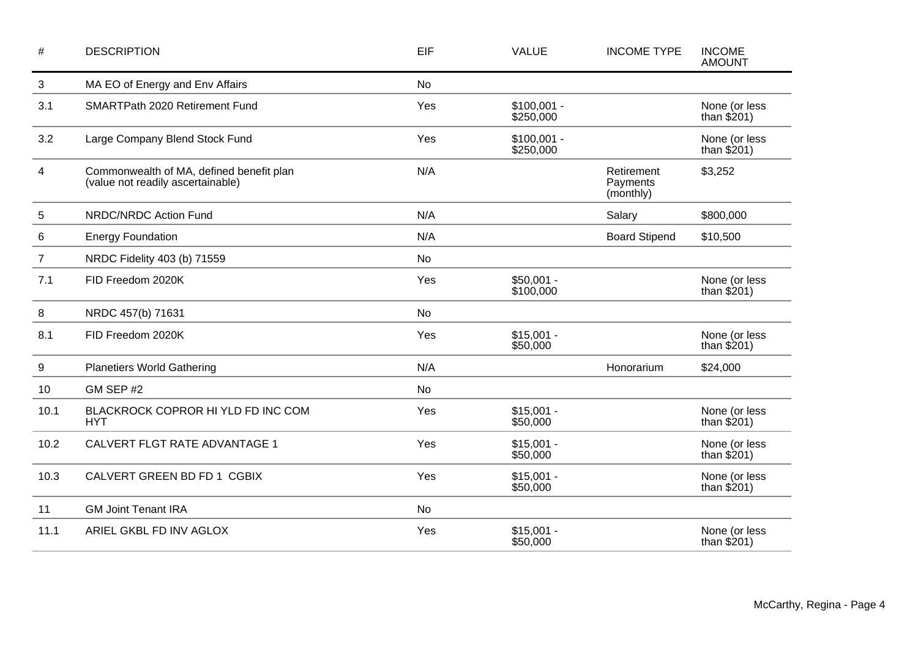| # | DESCRIPTION | EIF | VALUE | INCOME TYPE | INCOME AMOUNT |
|---|---|---|---|---|---|
| 3 | MA EO of Energy and Env Affairs | No | | | |
| 3.1 | SMARTPath 2020 Retirement Fund | Yes | $100,001 - $250,000 | | None (or less than $201) |
| 3.2 | Large Company Blend Stock Fund | Yes | $100,001 - $250,000 | | None (or less than $201) |
| 4 | Commonwealth of MA, defined benefit plan (value not readily ascertainable) | N/A | | Retirement Payments (monthly) | $3,252 |
| 5 | NRDC/NRDC Action Fund | N/A | | Salary | $800,000 |
| 6 | Energy Foundation | N/A | | Board Stipend | $10,500 |
| 7 | NRDC Fidelity 403 (b) 71559 | No | | | |
| 7.1 | FID Freedom 2020K | Yes | $50,001 - $100,000 | | None (or less than $201) |
| 8 | NRDC 457(b) 71631 | No | | | |
| 8.1 | FID Freedom 2020K | Yes | $15,001 - $50,000 | | None (or less than $201) |
| 9 | Planetiers World Gathering | N/A | | Honorarium | $24,000 |
| 10 | GM SEP #2 | No | | | |
| 10.1 | BLACKROCK COPROR HI YLD FD INC COM HYT | Yes | $15,001 - $50,000 | | None (or less than $201) |
| 10.2 | CALVERT FLGT RATE ADVANTAGE 1 | Yes | $15,001 - $50,000 | | None (or less than $201) |
| 10.3 | CALVERT GREEN BD FD 1 CGBIX | Yes | $15,001 - $50,000 | | None (or less than $201) |
| 11 | GM Joint Tenant IRA | No | | | |
| 11.1 | ARIEL GKBL FD INV AGLOX | Yes | $15,001 - $50,000 | | None (or less than $201) |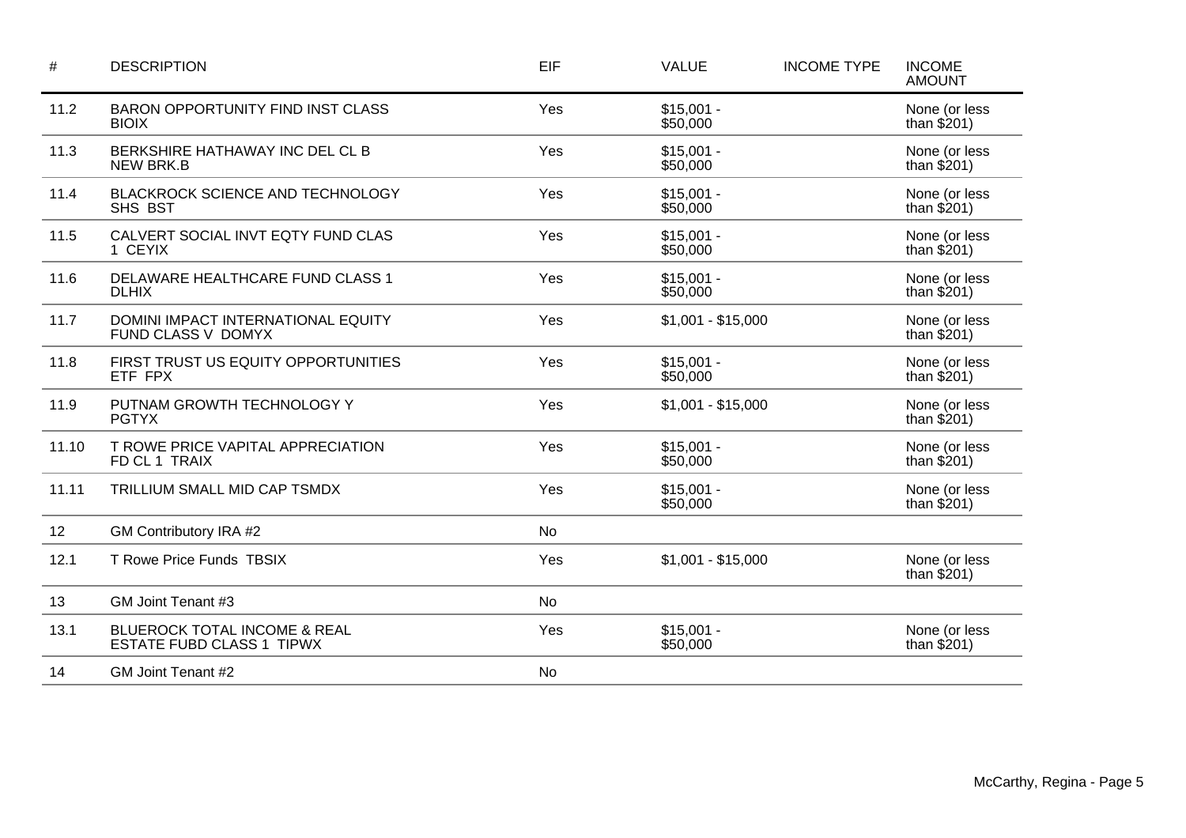| # | DESCRIPTION | EIF | VALUE | INCOME TYPE | INCOME AMOUNT |
|---|---|---|---|---|---|
| 11.2 | BARON OPPORTUNITY FIND INST CLASS BIOIX | Yes | $15,001 - $50,000 | | None (or less than $201) |
| 11.3 | BERKSHIRE HATHAWAY INC DEL CL B NEW BRK.B | Yes | $15,001 - $50,000 | | None (or less than $201) |
| 11.4 | BLACKROCK SCIENCE AND TECHNOLOGY SHS BST | Yes | $15,001 - $50,000 | | None (or less than $201) |
| 11.5 | CALVERT SOCIAL INVT EQTY FUND CLAS 1 CEYIX | Yes | $15,001 - $50,000 | | None (or less than $201) |
| 11.6 | DELAWARE HEALTHCARE FUND CLASS 1 DLHIX | Yes | $15,001 - $50,000 | | None (or less than $201) |
| 11.7 | DOMINI IMPACT INTERNATIONAL EQUITY FUND CLASS V DOMYX | Yes | $1,001 - $15,000 | | None (or less than $201) |
| 11.8 | FIRST TRUST US EQUITY OPPORTUNITIES ETF FPX | Yes | $15,001 - $50,000 | | None (or less than $201) |
| 11.9 | PUTNAM GROWTH TECHNOLOGY Y PGTYX | Yes | $1,001 - $15,000 | | None (or less than $201) |
| 11.10 | T ROWE PRICE VAPITAL APPRECIATION FD CL 1 TRAIX | Yes | $15,001 - $50,000 | | None (or less than $201) |
| 11.11 | TRILLIUM SMALL MID CAP TSMDX | Yes | $15,001 - $50,000 | | None (or less than $201) |
| 12 | GM Contributory IRA #2 | No | | | |
| 12.1 | T Rowe Price Funds TBSIX | Yes | $1,001 - $15,000 | | None (or less than $201) |
| 13 | GM Joint Tenant #3 | No | | | |
| 13.1 | BLUEROCK TOTAL INCOME & REAL ESTATE FUBD CLASS 1 TIPWX | Yes | $15,001 - $50,000 | | None (or less than $201) |
| 14 | GM Joint Tenant #2 | No | | | |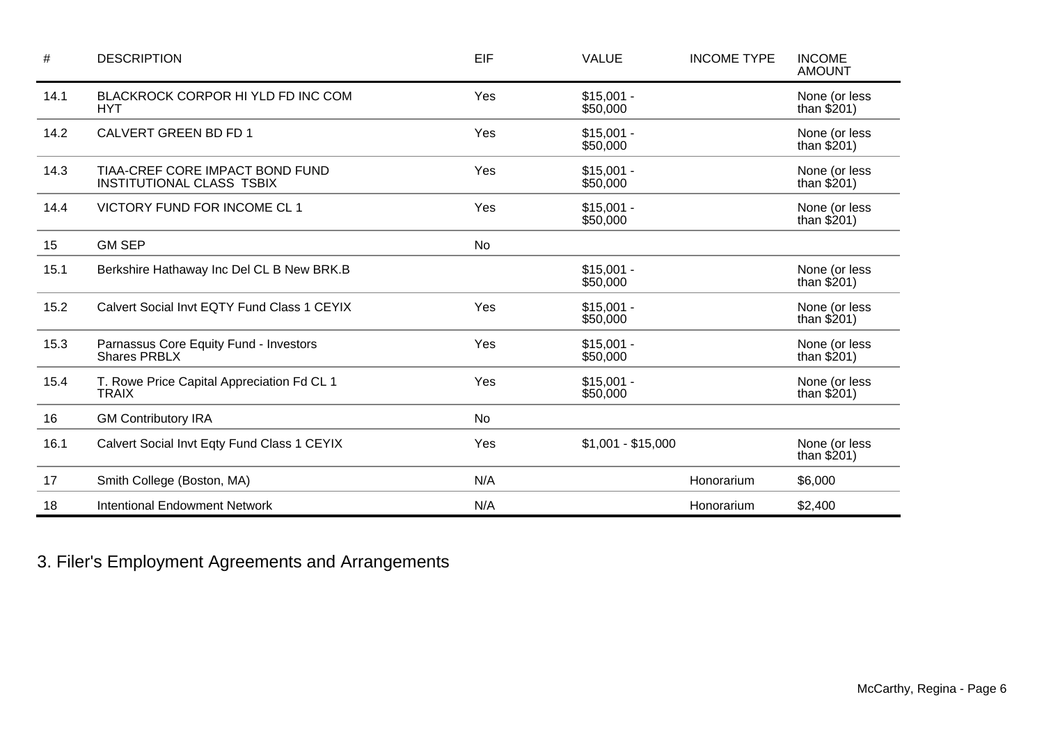| # | DESCRIPTION | EIF | VALUE | INCOME TYPE | INCOME AMOUNT |
|---|---|---|---|---|---|
| 14.1 | BLACKROCK CORPOR HI YLD FD INC COM HYT | Yes | $15,001 - $50,000 | | None (or less than $201) |
| 14.2 | CALVERT GREEN BD FD 1 | Yes | $15,001 - $50,000 | | None (or less than $201) |
| 14.3 | TIAA-CREF CORE IMPACT BOND FUND INSTITUTIONAL CLASS TSBIX | Yes | $15,001 - $50,000 | | None (or less than $201) |
| 14.4 | VICTORY FUND FOR INCOME CL 1 | Yes | $15,001 - $50,000 | | None (or less than $201) |
| 15 | GM SEP | No | | | |
| 15.1 | Berkshire Hathaway Inc Del CL B New BRK.B | | $15,001 - $50,000 | | None (or less than $201) |
| 15.2 | Calvert Social Invt EQTY Fund Class 1 CEYIX | Yes | $15,001 - $50,000 | | None (or less than $201) |
| 15.3 | Parnassus Core Equity Fund - Investors Shares PRBLX | Yes | $15,001 - $50,000 | | None (or less than $201) |
| 15.4 | T. Rowe Price Capital Appreciation Fd CL 1 TRAIX | Yes | $15,001 - $50,000 | | None (or less than $201) |
| 16 | GM Contributory IRA | No | | | |
| 16.1 | Calvert Social Invt Eqty Fund Class 1 CEYIX | Yes | $1,001 - $15,000 | | None (or less than $201) |
| 17 | Smith College (Boston, MA) | N/A | | Honorarium | $6,000 |
| 18 | Intentional Endowment Network | N/A | | Honorarium | $2,400 |

## 3. Filer's Employment Agreements and Arrangements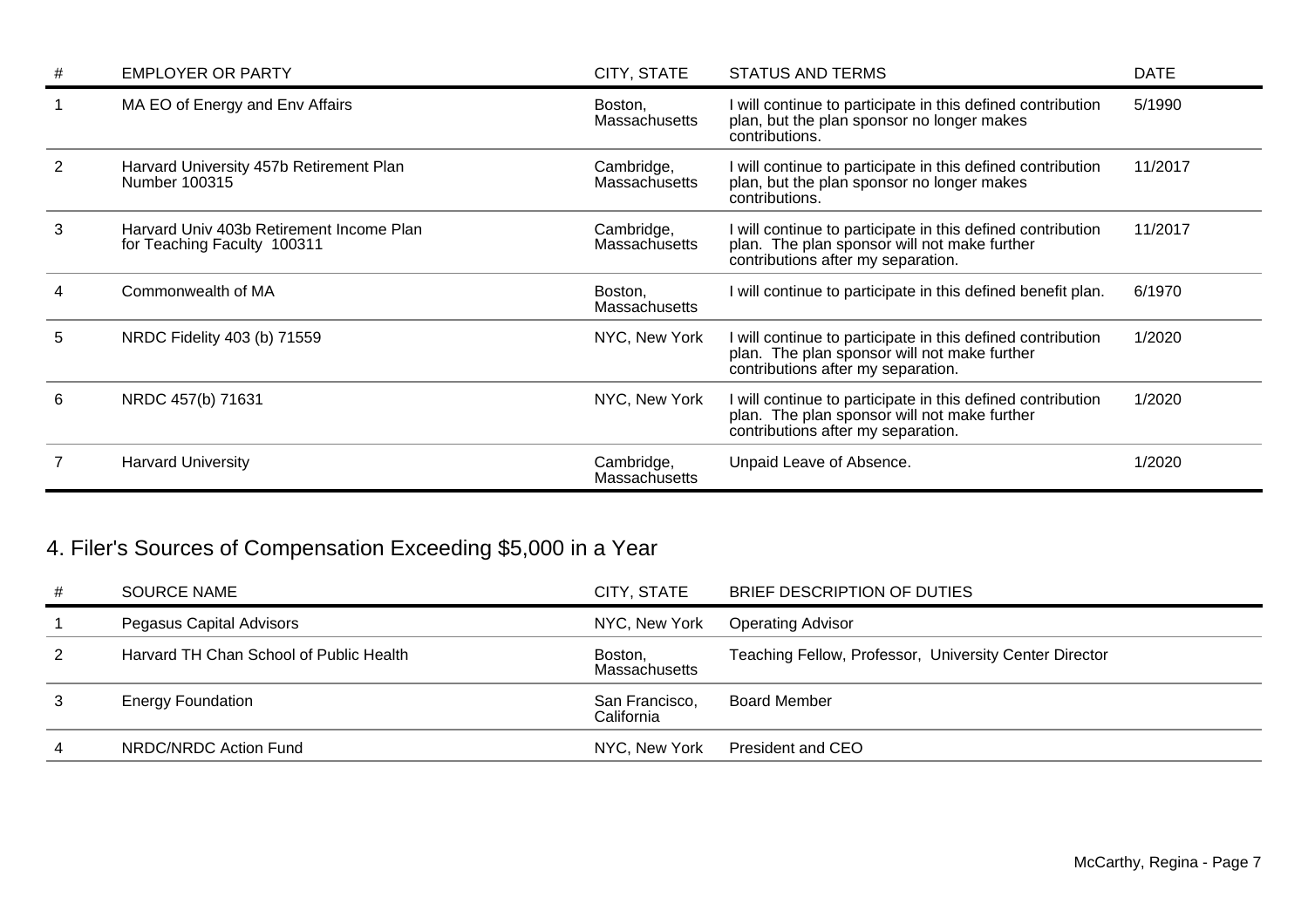| # | EMPLOYER OR PARTY | CITY, STATE | STATUS AND TERMS | DATE |
|---|---|---|---|---|
| 1 | MA EO of Energy and Env Affairs | Boston, Massachusetts | I will continue to participate in this defined contribution plan, but the plan sponsor no longer makes contributions. | 5/1990 |
| 2 | Harvard University 457b Retirement Plan Number 100315 | Cambridge, Massachusetts | I will continue to participate in this defined contribution plan, but the plan sponsor no longer makes contributions. | 11/2017 |
| 3 | Harvard Univ 403b Retirement Income Plan for Teaching Faculty 100311 | Cambridge, Massachusetts | I will continue to participate in this defined contribution plan. The plan sponsor will not make further contributions after my separation. | 11/2017 |
| 4 | Commonwealth of MA | Boston, Massachusetts | I will continue to participate in this defined benefit plan. | 6/1970 |
| 5 | NRDC Fidelity 403 (b) 71559 | NYC, New York | I will continue to participate in this defined contribution plan. The plan sponsor will not make further contributions after my separation. | 1/2020 |
| 6 | NRDC 457(b) 71631 | NYC, New York | I will continue to participate in this defined contribution plan. The plan sponsor will not make further contributions after my separation. | 1/2020 |
| 7 | Harvard University | Cambridge, Massachusetts | Unpaid Leave of Absence. | 1/2020 |

## 4. Filer's Sources of Compensation Exceeding $5,000 in a Year

| # | SOURCE NAME | CITY, STATE | BRIEF DESCRIPTION OF DUTIES |
|---|---|---|---|
| 1 | Pegasus Capital Advisors | NYC, New York | Operating Advisor |
| 2 | Harvard TH Chan School of Public Health | Boston, Massachusetts | Teaching Fellow, Professor, University Center Director |
| 3 | Energy Foundation | San Francisco, California | Board Member |
| 4 | NRDC/NRDC Action Fund | NYC, New York | President and CEO |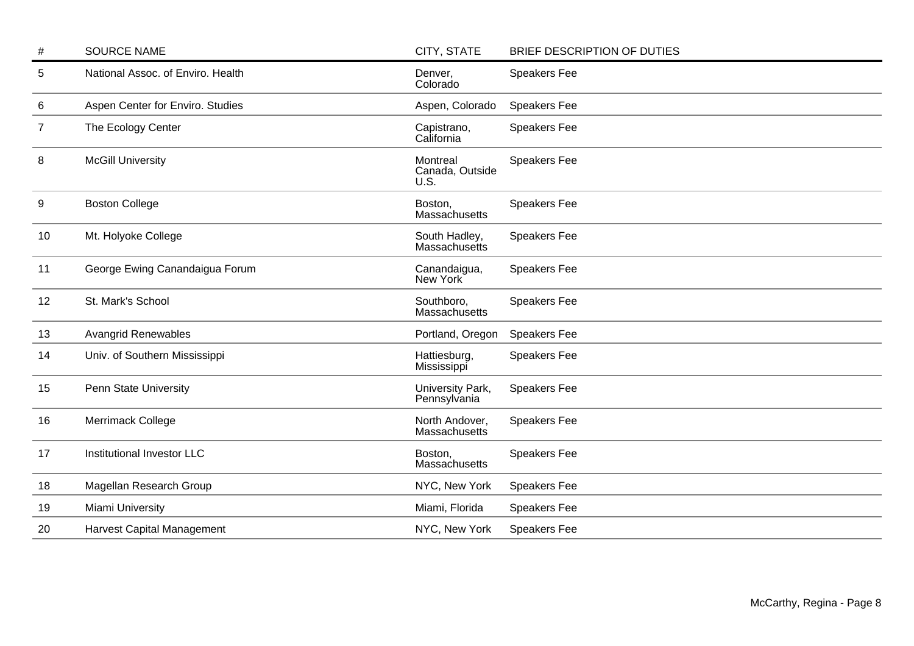| # | SOURCE NAME | CITY, STATE | BRIEF DESCRIPTION OF DUTIES |
|---|---|---|---|
| 5 | National Assoc. of Enviro. Health | Denver, Colorado | Speakers Fee |
| 6 | Aspen Center for Enviro. Studies | Aspen, Colorado | Speakers Fee |
| 7 | The Ecology Center | Capistrano, California | Speakers Fee |
| 8 | McGill University | Montreal Canada, Outside U.S. | Speakers Fee |
| 9 | Boston College | Boston, Massachusetts | Speakers Fee |
| 10 | Mt. Holyoke College | South Hadley, Massachusetts | Speakers Fee |
| 11 | George Ewing Canandaigua Forum | Canandaigua, New York | Speakers Fee |
| 12 | St. Mark's School | Southboro, Massachusetts | Speakers Fee |
| 13 | Avangrid Renewables | Portland, Oregon | Speakers Fee |
| 14 | Univ. of Southern Mississippi | Hattiesburg, Mississippi | Speakers Fee |
| 15 | Penn State University | University Park, Pennsylvania | Speakers Fee |
| 16 | Merrimack College | North Andover, Massachusetts | Speakers Fee |
| 17 | Institutional Investor LLC | Boston, Massachusetts | Speakers Fee |
| 18 | Magellan Research Group | NYC, New York | Speakers Fee |
| 19 | Miami University | Miami, Florida | Speakers Fee |
| 20 | Harvest Capital Management | NYC, New York | Speakers Fee |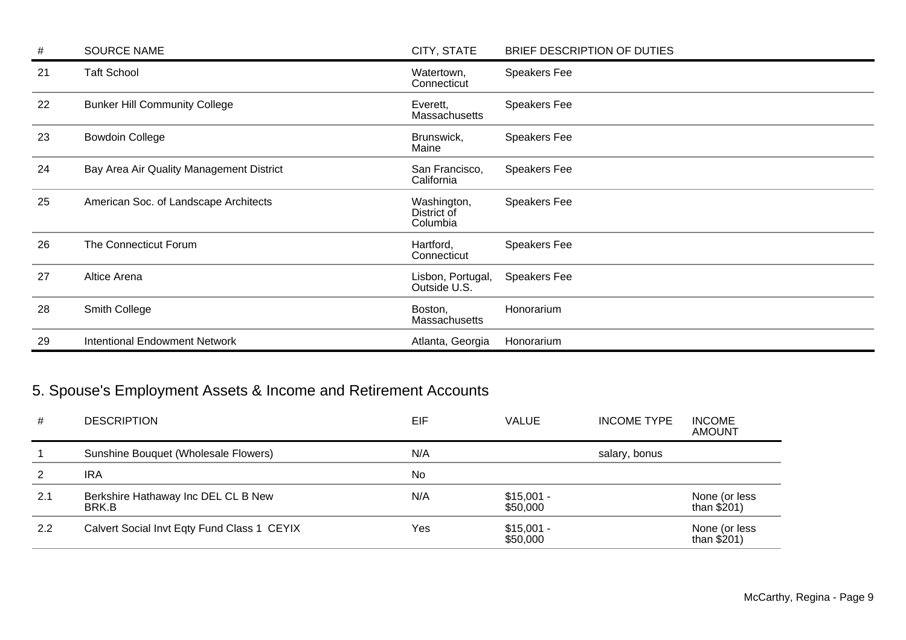| # | SOURCE NAME | CITY, STATE | BRIEF DESCRIPTION OF DUTIES |
|---|---|---|---|
| 21 | Taft School | Watertown, Connecticut | Speakers Fee |
| 22 | Bunker Hill Community College | Everett, Massachusetts | Speakers Fee |
| 23 | Bowdoin College | Brunswick, Maine | Speakers Fee |
| 24 | Bay Area Air Quality Management District | San Francisco, California | Speakers Fee |
| 25 | American Soc. of Landscape Architects | Washington, District of Columbia | Speakers Fee |
| 26 | The Connecticut Forum | Hartford, Connecticut | Speakers Fee |
| 27 | Altice Arena | Lisbon, Portugal, Outside U.S. | Speakers Fee |
| 28 | Smith College | Boston, Massachusetts | Honorarium |
| 29 | Intentional Endowment Network | Atlanta, Georgia | Honorarium |

## 5. Spouse's Employment Assets & Income and Retirement Accounts

| # | DESCRIPTION | EIF | VALUE | INCOME TYPE | INCOME AMOUNT |
|---|---|---|---|---|---|
| 1 | Sunshine Bouquet (Wholesale Flowers) | N/A | | salary, bonus | |
| 2 | IRA | No | | | |
| 2.1 | Berkshire Hathaway Inc DEL CL B New BRK.B | N/A | $15,001 - $50,000 | | None (or less than $201) |
| 2.2 | Calvert Social Invt Eqty Fund Class 1 CEYIX | Yes | $15,001 - $50,000 | | None (or less than $201) |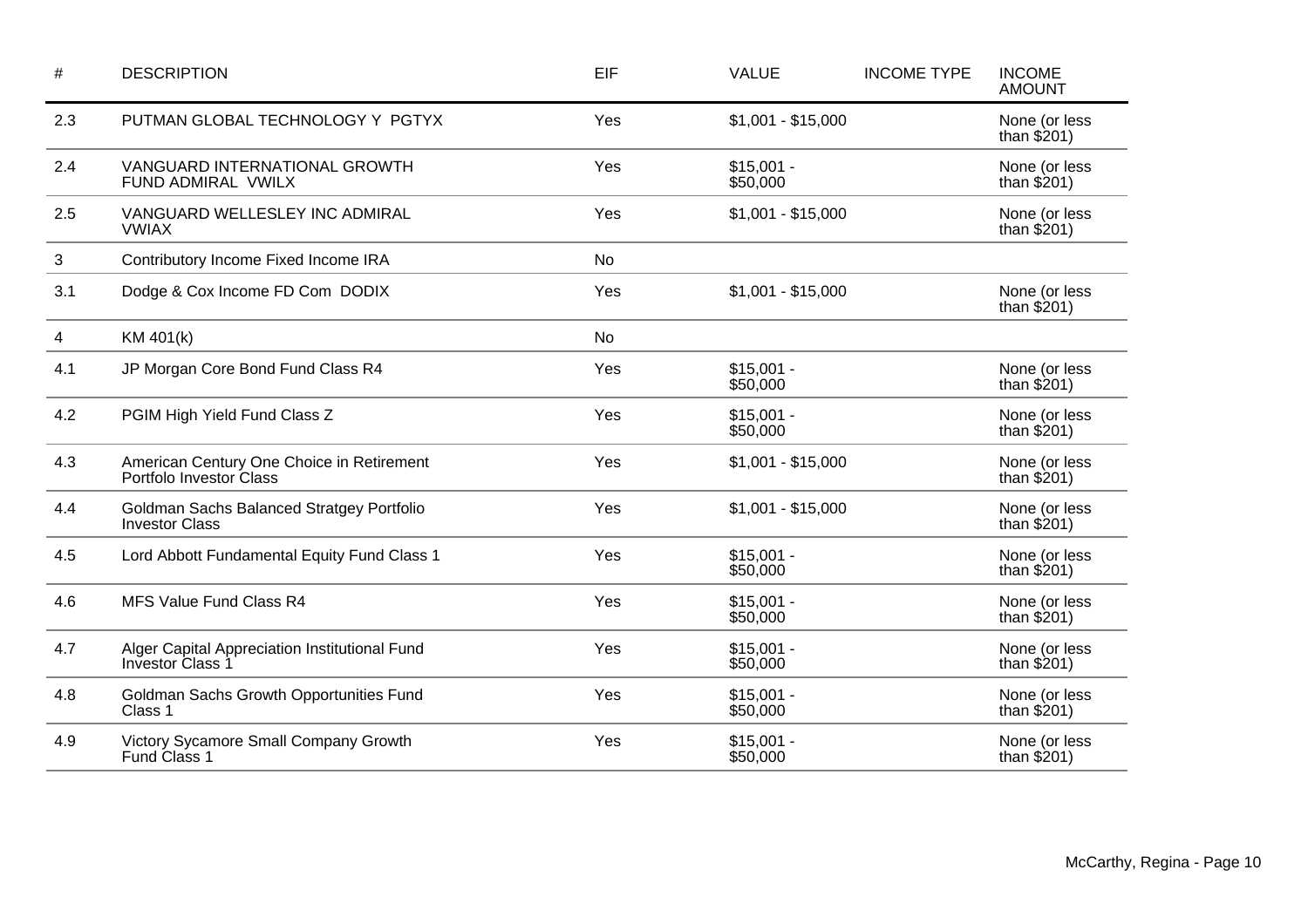| # | DESCRIPTION | EIF | VALUE | INCOME TYPE | INCOME AMOUNT |
| --- | --- | --- | --- | --- | --- |
| 2.3 | PUTMAN GLOBAL TECHNOLOGY Y PGTYX | Yes | $1,001 - $15,000 | | None (or less than $201) |
| 2.4 | VANGUARD INTERNATIONAL GROWTH FUND ADMIRAL VWILX | Yes | $15,001 - $50,000 | | None (or less than $201) |
| 2.5 | VANGUARD WELLESLEY INC ADMIRAL VWIAX | Yes | $1,001 - $15,000 | | None (or less than $201) |
| 3 | Contributory Income Fixed Income IRA | No | | | |
| 3.1 | Dodge & Cox Income FD Com DODIX | Yes | $1,001 - $15,000 | | None (or less than $201) |
| 4 | KM 401(k) | No | | | |
| 4.1 | JP Morgan Core Bond Fund Class R4 | Yes | $15,001 - $50,000 | | None (or less than $201) |
| 4.2 | PGIM High Yield Fund Class Z | Yes | $15,001 - $50,000 | | None (or less than $201) |
| 4.3 | American Century One Choice in Retirement Portfolio Investor Class | Yes | $1,001 - $15,000 | | None (or less than $201) |
| 4.4 | Goldman Sachs Balanced Stratgey Portfolio Investor Class | Yes | $1,001 - $15,000 | | None (or less than $201) |
| 4.5 | Lord Abbott Fundamental Equity Fund Class 1 | Yes | $15,001 - $50,000 | | None (or less than $201) |
| 4.6 | MFS Value Fund Class R4 | Yes | $15,001 - $50,000 | | None (or less than $201) |
| 4.7 | Alger Capital Appreciation Institutional Fund Investor Class 1 | Yes | $15,001 - $50,000 | | None (or less than $201) |
| 4.8 | Goldman Sachs Growth Opportunities Fund Class 1 | Yes | $15,001 - $50,000 | | None (or less than $201) |
| 4.9 | Victory Sycamore Small Company Growth Fund Class 1 | Yes | $15,001 - $50,000 | | None (or less than $201) |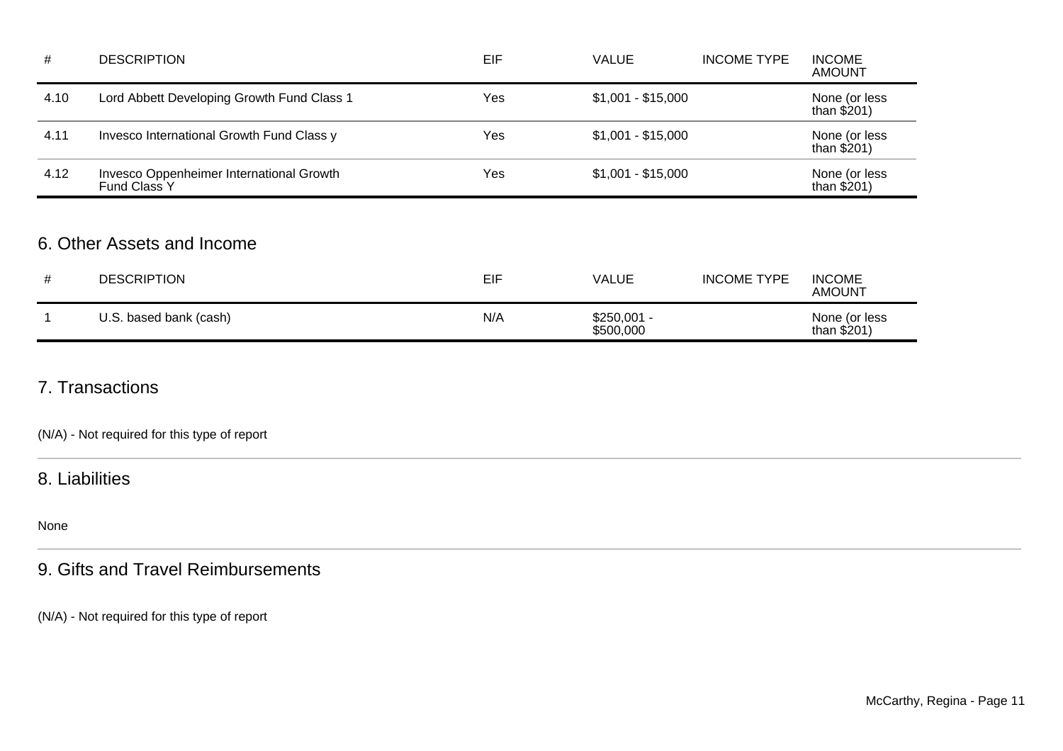| # | DESCRIPTION | EIF | VALUE | INCOME TYPE | INCOME AMOUNT |
|---|---|---|---|---|---|
| 4.10 | Lord Abbett Developing Growth Fund Class 1 | Yes | $1,001 - $15,000 | | None (or less than $201) |
| 4.11 | Invesco International Growth Fund Class y | Yes | $1,001 - $15,000 | | None (or less than $201) |
| 4.12 | Invesco Oppenheimer International Growth Fund Class Y | Yes | $1,001 - $15,000 | | None (or less than $201) |

## 6. Other Assets and Income

| # | DESCRIPTION | EIF | VALUE | INCOME TYPE | INCOME AMOUNT |
|---|---|---|---|---|---|
| 1 | U.S. based bank (cash) | N/A | $250,001 - $500,000 | | None (or less than $201) |

## 7. Transactions

(N/A) - Not required for this type of report

## 8. Liabilities

None

## 9. Gifts and Travel Reimbursements

(N/A) - Not required for this type of report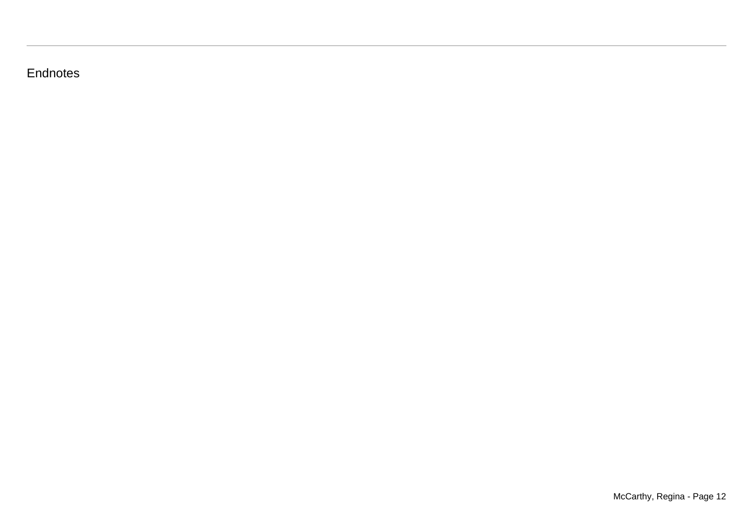Endnotes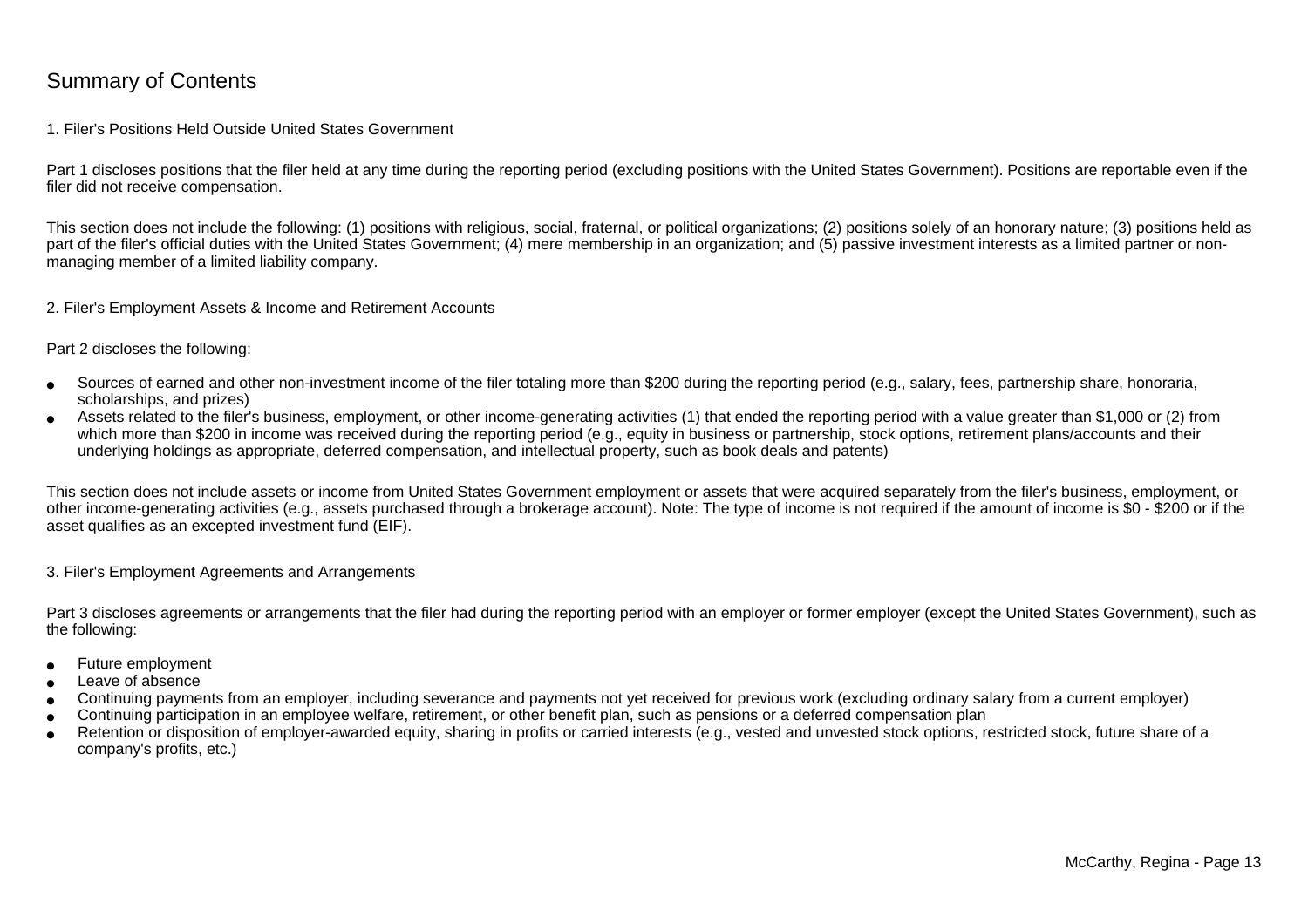# Summary of Contents

## 1. Filer's Positions Held Outside United States Government

Part 1 discloses positions that the filer held at any time during the reporting period (excluding positions with the United States Government). Positions are reportable even if the filer did not receive compensation.

This section does not include the following: (1) positions with religious, social, fraternal, or political organizations; (2) positions solely of an honorary nature; (3) positions held as part of the filer's official duties with the United States Government; (4) mere membership in an organization; and (5) passive investment interests as a limited partner or non-managing member of a limited liability company.

## 2. Filer's Employment Assets & Income and Retirement Accounts

Part 2 discloses the following:

- Sources of earned and other non-investment income of the filer totaling more than $200 during the reporting period (e.g., salary, fees, partnership share, honoraria, scholarships, and prizes)
- Assets related to the filer's business, employment, or other income-generating activities (1) that ended the reporting period with a value greater than $1,000 or (2) from which more than $200 in income was received during the reporting period (e.g., equity in business or partnership, stock options, retirement plans/accounts and their underlying holdings as appropriate, deferred compensation, and intellectual property, such as book deals and patents)

This section does not include assets or income from United States Government employment or assets that were acquired separately from the filer's business, employment, or other income-generating activities (e.g., assets purchased through a brokerage account). Note: The type of income is not required if the amount of income is $0 - $200 or if the asset qualifies as an excepted investment fund (EIF).

## 3. Filer's Employment Agreements and Arrangements

Part 3 discloses agreements or arrangements that the filer had during the reporting period with an employer or former employer (except the United States Government), such as the following:

- Future employment
- Leave of absence
- Continuing payments from an employer, including severance and payments not yet received for previous work (excluding ordinary salary from a current employer)
- Continuing participation in an employee welfare, retirement, or other benefit plan, such as pensions or a deferred compensation plan
- Retention or disposition of employer-awarded equity, sharing in profits or carried interests (e.g., vested and unvested stock options, restricted stock, future share of a company's profits, etc.)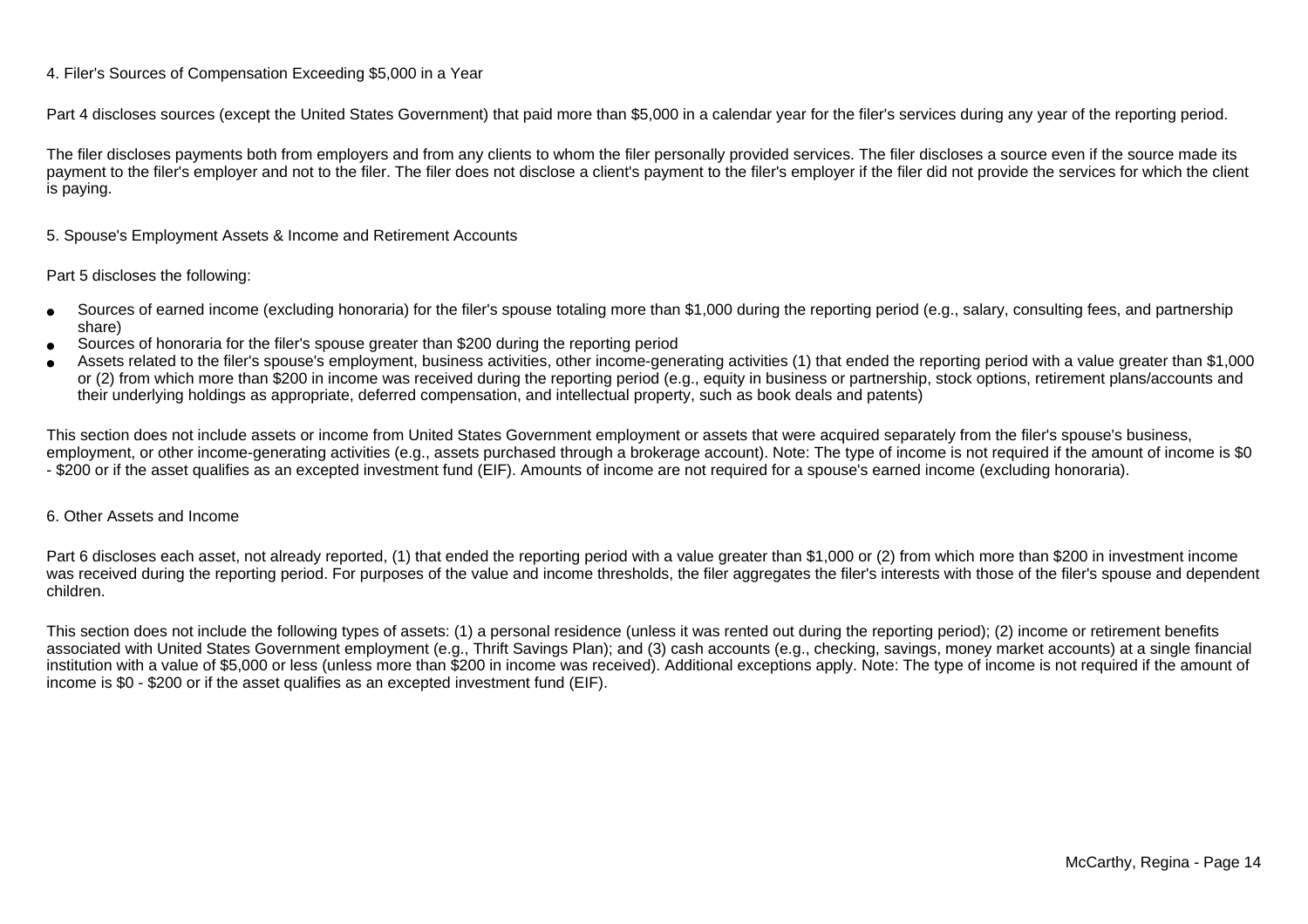### 4. Filer's Sources of Compensation Exceeding $5,000 in a Year

Part 4 discloses sources (except the United States Government) that paid more than $5,000 in a calendar year for the filer's services during any year of the reporting period.

The filer discloses payments both from employers and from any clients to whom the filer personally provided services. The filer discloses a source even if the source made its payment to the filer's employer and not to the filer. The filer does not disclose a client's payment to the filer's employer if the filer did not provide the services for which the client is paying.

### 5. Spouse's Employment Assets & Income and Retirement Accounts

Part 5 discloses the following:

- Sources of earned income (excluding honoraria) for the filer's spouse totaling more than $1,000 during the reporting period (e.g., salary, consulting fees, and partnership share)
- Sources of honoraria for the filer's spouse greater than $200 during the reporting period
- Assets related to the filer's spouse's employment, business activities, other income-generating activities (1) that ended the reporting period with a value greater than $1,000 or (2) from which more than $200 in income was received during the reporting period (e.g., equity in business or partnership, stock options, retirement plans/accounts and their underlying holdings as appropriate, deferred compensation, and intellectual property, such as book deals and patents)

This section does not include assets or income from United States Government employment or assets that were acquired separately from the filer's spouse's business, employment, or other income-generating activities (e.g., assets purchased through a brokerage account). Note: The type of income is not required if the amount of income is $0 - $200 or if the asset qualifies as an excepted investment fund (EIF). Amounts of income are not required for a spouse's earned income (excluding honoraria).

### 6. Other Assets and Income

Part 6 discloses each asset, not already reported, (1) that ended the reporting period with a value greater than $1,000 or (2) from which more than $200 in investment income was received during the reporting period. For purposes of the value and income thresholds, the filer aggregates the filer's interests with those of the filer's spouse and dependent children.

This section does not include the following types of assets: (1) a personal residence (unless it was rented out during the reporting period); (2) income or retirement benefits associated with United States Government employment (e.g., Thrift Savings Plan); and (3) cash accounts (e.g., checking, savings, money market accounts) at a single financial institution with a value of $5,000 or less (unless more than $200 in income was received). Additional exceptions apply. Note: The type of income is not required if the amount of income is $0 - $200 or if the asset qualifies as an excepted investment fund (EIF).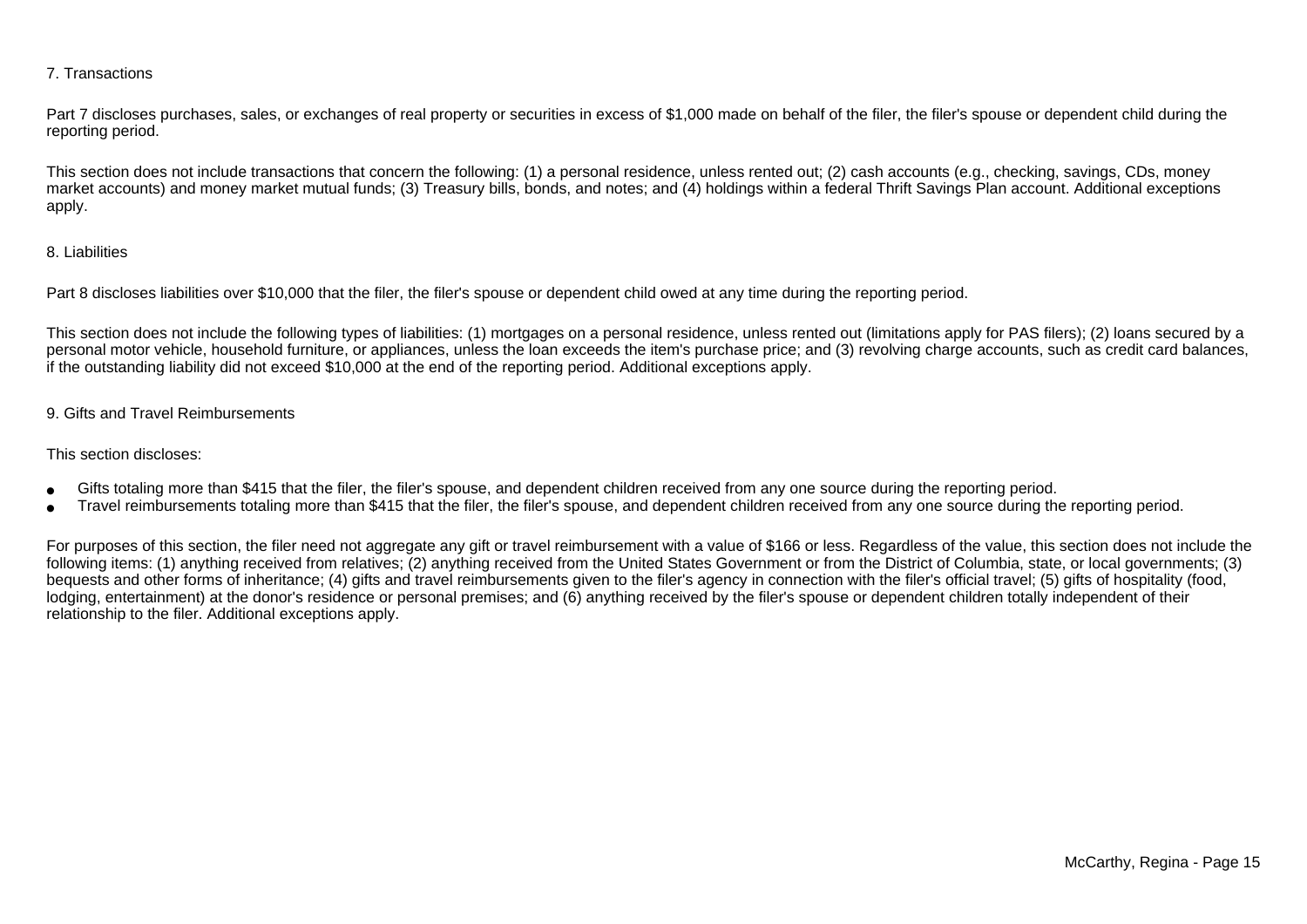### 7. Transactions

Part 7 discloses purchases, sales, or exchanges of real property or securities in excess of $1,000 made on behalf of the filer, the filer's spouse or dependent child during the reporting period.

This section does not include transactions that concern the following: (1) a personal residence, unless rented out; (2) cash accounts (e.g., checking, savings, CDs, money market accounts) and money market mutual funds; (3) Treasury bills, bonds, and notes; and (4) holdings within a federal Thrift Savings Plan account. Additional exceptions apply.

### 8. Liabilities

Part 8 discloses liabilities over $10,000 that the filer, the filer's spouse or dependent child owed at any time during the reporting period.

This section does not include the following types of liabilities: (1) mortgages on a personal residence, unless rented out (limitations apply for PAS filers); (2) loans secured by a personal motor vehicle, household furniture, or appliances, unless the loan exceeds the item's purchase price; and (3) revolving charge accounts, such as credit card balances, if the outstanding liability did not exceed $10,000 at the end of the reporting period. Additional exceptions apply.

### 9. Gifts and Travel Reimbursements

This section discloses:

- Gifts totaling more than $415 that the filer, the filer's spouse, and dependent children received from any one source during the reporting period.
- Travel reimbursements totaling more than $415 that the filer, the filer's spouse, and dependent children received from any one source during the reporting period.

For purposes of this section, the filer need not aggregate any gift or travel reimbursement with a value of $166 or less. Regardless of the value, this section does not include the following items: (1) anything received from relatives; (2) anything received from the United States Government or from the District of Columbia, state, or local governments; (3) bequests and other forms of inheritance; (4) gifts and travel reimbursements given to the filer's agency in connection with the filer's official travel; (5) gifts of hospitality (food, lodging, entertainment) at the donor's residence or personal premises; and (6) anything received by the filer's spouse or dependent children totally independent of their relationship to the filer. Additional exceptions apply.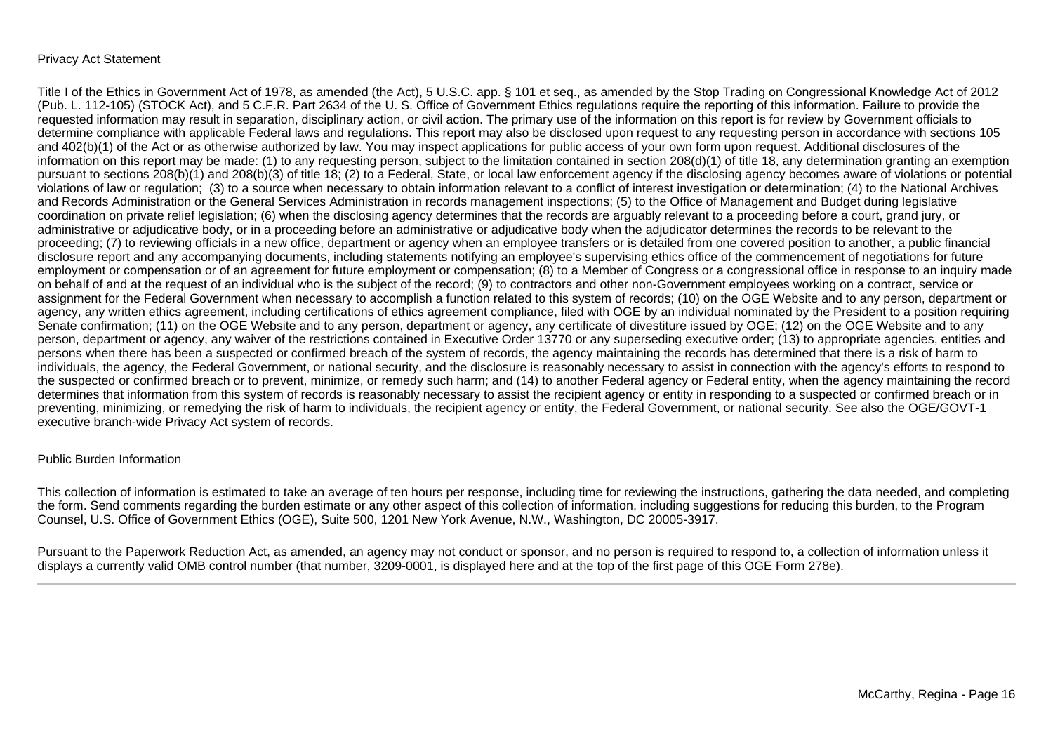## Privacy Act Statement

Title I of the Ethics in Government Act of 1978, as amended (the Act), 5 U.S.C. app. § 101 et seq., as amended by the Stop Trading on Congressional Knowledge Act of 2012 (Pub. L. 112-105) (STOCK Act), and 5 C.F.R. Part 2634 of the U. S. Office of Government Ethics regulations require the reporting of this information. Failure to provide the requested information may result in separation, disciplinary action, or civil action. The primary use of the information on this report is for review by Government officials to determine compliance with applicable Federal laws and regulations. This report may also be disclosed upon request to any requesting person in accordance with sections 105 and 402(b)(1) of the Act or as otherwise authorized by law. You may inspect applications for public access of your own form upon request. Additional disclosures of the information on this report may be made: (1) to any requesting person, subject to the limitation contained in section 208(d)(1) of title 18, any determination granting an exemption pursuant to sections 208(b)(1) and 208(b)(3) of title 18; (2) to a Federal, State, or local law enforcement agency if the disclosing agency becomes aware of violations or potential violations of law or regulation; (3) to a source when necessary to obtain information relevant to a conflict of interest investigation or determination; (4) to the National Archives and Records Administration or the General Services Administration in records management inspections; (5) to the Office of Management and Budget during legislative coordination on private relief legislation; (6) when the disclosing agency determines that the records are arguably relevant to a proceeding before a court, grand jury, or administrative or adjudicative body, or in a proceeding before an administrative or adjudicative body when the adjudicator determines the records to be relevant to the proceeding; (7) to reviewing officials in a new office, department or agency when an employee transfers or is detailed from one covered position to another, a public financial disclosure report and any accompanying documents, including statements notifying an employee's supervising ethics office of the commencement of negotiations for future employment or compensation or of an agreement for future employment or compensation; (8) to a Member of Congress or a congressional office in response to an inquiry made on behalf of and at the request of an individual who is the subject of the record; (9) to contractors and other non-Government employees working on a contract, service or assignment for the Federal Government when necessary to accomplish a function related to this system of records; (10) on the OGE Website and to any person, department or agency, any written ethics agreement, including certifications of ethics agreement compliance, filed with OGE by an individual nominated by the President to a position requiring Senate confirmation; (11) on the OGE Website and to any person, department or agency, any certificate of divestiture issued by OGE; (12) on the OGE Website and to any person, department or agency, any waiver of the restrictions contained in Executive Order 13770 or any superseding executive order; (13) to appropriate agencies, entities and persons when there has been a suspected or confirmed breach of the system of records, the agency maintaining the records has determined that there is a risk of harm to individuals, the agency, the Federal Government, or national security, and the disclosure is reasonably necessary to assist in connection with the agency's efforts to respond to the suspected or confirmed breach or to prevent, minimize, or remedy such harm; and (14) to another Federal agency or Federal entity, when the agency maintaining the record determines that information from this system of records is reasonably necessary to assist the recipient agency or entity in responding to a suspected or confirmed breach or in preventing, minimizing, or remedying the risk of harm to individuals, the recipient agency or entity, the Federal Government, or national security. See also the OGE/GOVT-1 executive branch-wide Privacy Act system of records.

## Public Burden Information

This collection of information is estimated to take an average of ten hours per response, including time for reviewing the instructions, gathering the data needed, and completing the form. Send comments regarding the burden estimate or any other aspect of this collection of information, including suggestions for reducing this burden, to the Program Counsel, U.S. Office of Government Ethics (OGE), Suite 500, 1201 New York Avenue, N.W., Washington, DC 20005-3917.

Pursuant to the Paperwork Reduction Act, as amended, an agency may not conduct or sponsor, and no person is required to respond to, a collection of information unless it displays a currently valid OMB control number (that number, 3209-0001, is displayed here and at the top of the first page of this OGE Form 278e).